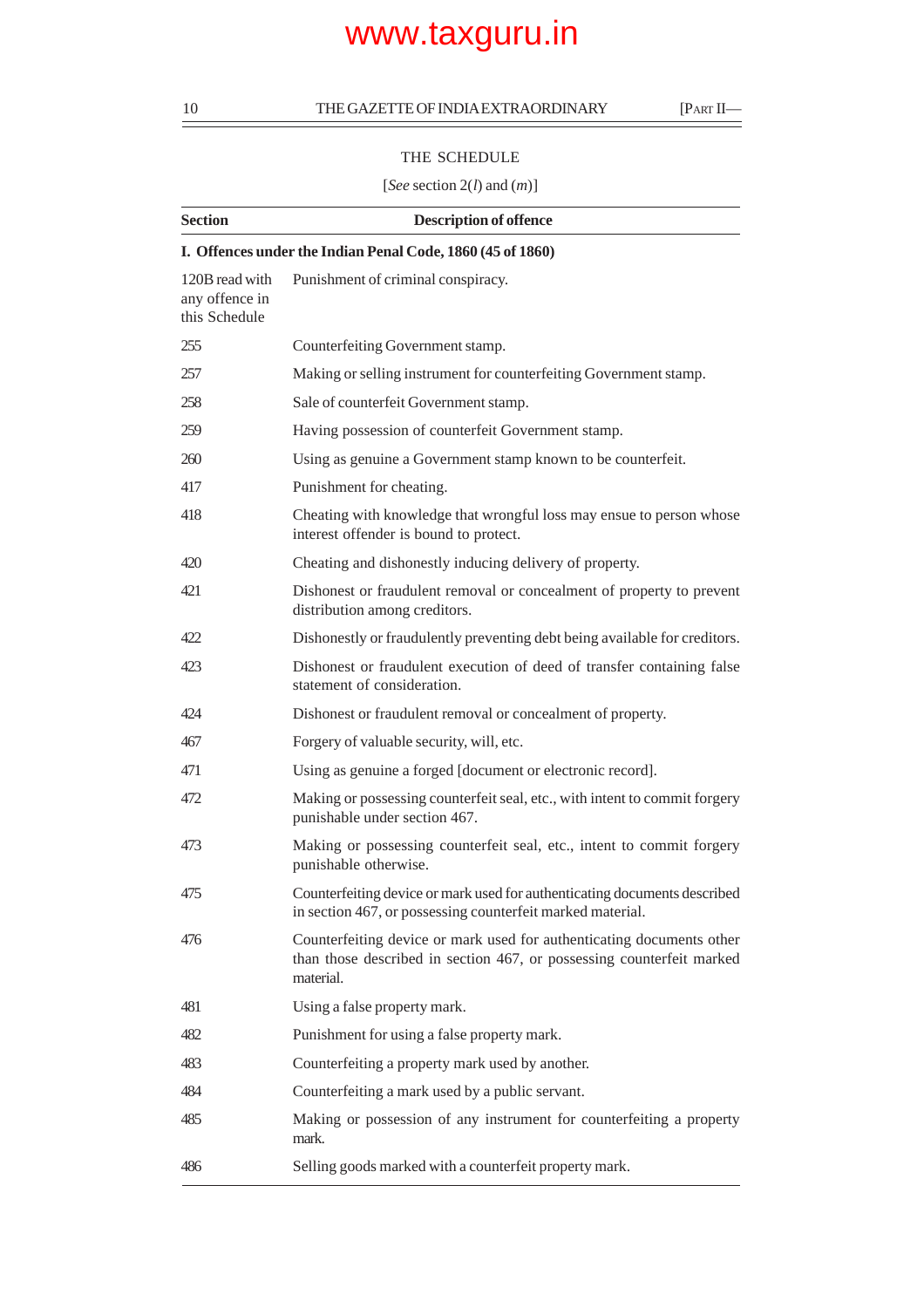## THE SCHEDULE

[*See* section 2(*l*) and (*m*)]

| Section | Description of offence |
|---|---|
| **I. Offences under the Indian Penal Code, 1860 (45 of 1860)** | |
| 120B read with any offence in this Schedule | Punishment of criminal conspiracy. |
| 255 | Counterfeiting Government stamp. |
| 257 | Making or selling instrument for counterfeiting Government stamp. |
| 258 | Sale of counterfeit Government stamp. |
| 259 | Having possession of counterfeit Government stamp. |
| 260 | Using as genuine a Government stamp known to be counterfeit. |
| 417 | Punishment for cheating. |
| 418 | Cheating with knowledge that wrongful loss may ensue to person whose interest offender is bound to protect. |
| 420 | Cheating and dishonestly inducing delivery of property. |
| 421 | Dishonest or fraudulent removal or concealment of property to prevent distribution among creditors. |
| 422 | Dishonestly or fraudulently preventing debt being available for creditors. |
| 423 | Dishonest or fraudulent execution of deed of transfer containing false statement of consideration. |
| 424 | Dishonest or fraudulent removal or concealment of property. |
| 467 | Forgery of valuable security, will, etc. |
| 471 | Using as genuine a forged [document or electronic record]. |
| 472 | Making or possessing counterfeit seal, etc., with intent to commit forgery punishable under section 467. |
| 473 | Making or possessing counterfeit seal, etc., intent to commit forgery punishable otherwise. |
| 475 | Counterfeiting device or mark used for authenticating documents described in section 467, or possessing counterfeit marked material. |
| 476 | Counterfeiting device or mark used for authenticating documents other than those described in section 467, or possessing counterfeit marked material. |
| 481 | Using a false property mark. |
| 482 | Punishment for using a false property mark. |
| 483 | Counterfeiting a property mark used by another. |
| 484 | Counterfeiting a mark used by a public servant. |
| 485 | Making or possession of any instrument for counterfeiting a property mark. |
| 486 | Selling goods marked with a counterfeit property mark. |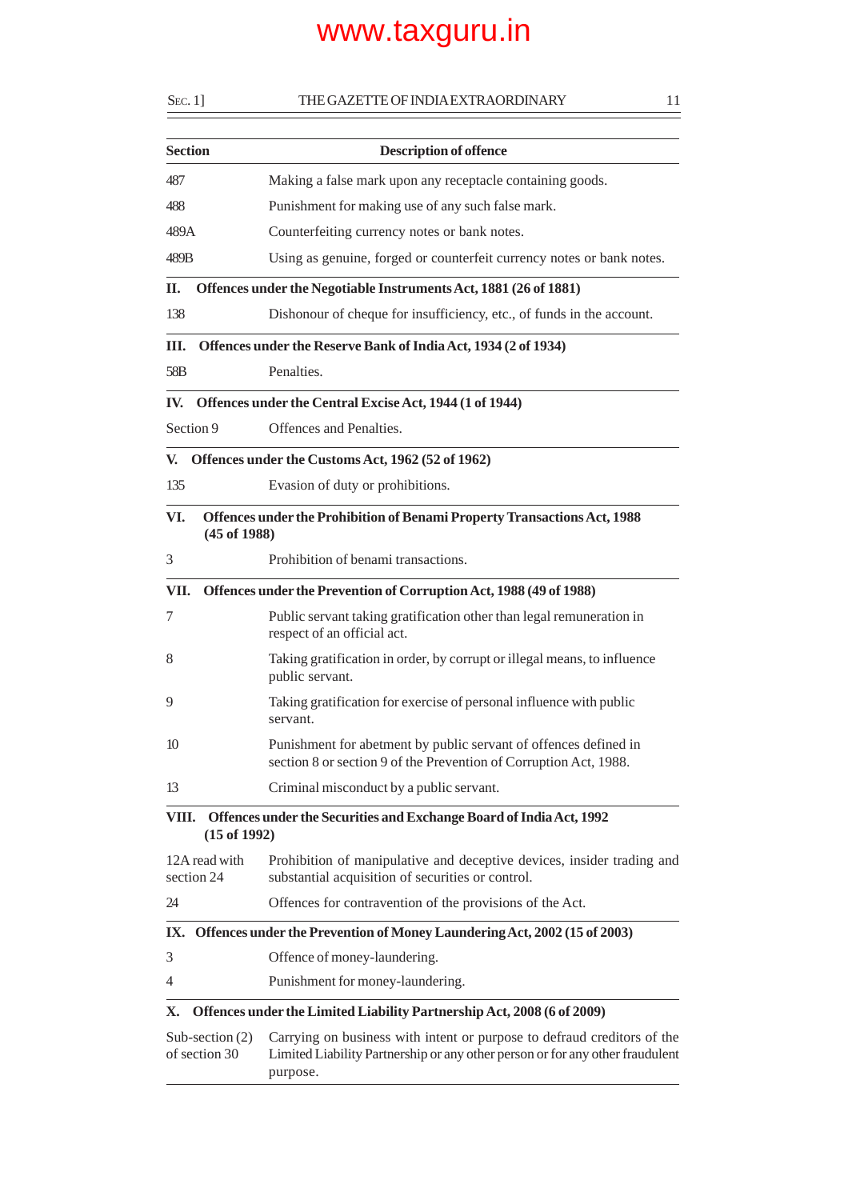| Section | Description of offence |
|---|---|
| 487 | Making a false mark upon any receptacle containing goods. |
| 488 | Punishment for making use of any such false mark. |
| 489A | Counterfeiting currency notes or bank notes. |
| 489B | Using as genuine, forged or counterfeit currency notes or bank notes. |
| **II. Offences under the Negotiable Instruments Act, 1881 (26 of 1881)** | |
| 138 | Dishonour of cheque for insufficiency, etc., of funds in the account. |
| **III. Offences under the Reserve Bank of India Act, 1934 (2 of 1934)** | |
| 58B | Penalties. |
| **IV. Offences under the Central Excise Act, 1944 (1 of 1944)** | |
| Section 9 | Offences and Penalties. |
| **V. Offences under the Customs Act, 1962 (52 of 1962)** | |
| 135 | Evasion of duty or prohibitions. |
| **VI. Offences under the Prohibition of Benami Property Transactions Act, 1988 (45 of 1988)** | |
| 3 | Prohibition of benami transactions. |
| **VII. Offences under the Prevention of Corruption Act, 1988 (49 of 1988)** | |
| 7 | Public servant taking gratification other than legal remuneration in respect of an official act. |
| 8 | Taking gratification in order, by corrupt or illegal means, to influence public servant. |
| 9 | Taking gratification for exercise of personal influence with public servant. |
| 10 | Punishment for abetment by public servant of offences defined in section 8 or section 9 of the Prevention of Corruption Act, 1988. |
| 13 | Criminal misconduct by a public servant. |
| **VIII. Offences under the Securities and Exchange Board of India Act, 1992 (15 of 1992)** | |
| 12A read with section 24 | Prohibition of manipulative and deceptive devices, insider trading and substantial acquisition of securities or control. |
| 24 | Offences for contravention of the provisions of the Act. |
| **IX. Offences under the Prevention of Money Laundering Act, 2002 (15 of 2003)** | |
| 3 | Offence of money-laundering. |
| 4 | Punishment for money-laundering. |
| **X. Offences under the Limited Liability Partnership Act, 2008 (6 of 2009)** | |
| Sub-section (2) of section 30 | Carrying on business with intent or purpose to defraud creditors of the Limited Liability Partnership or any other person or for any other fraudulent purpose. |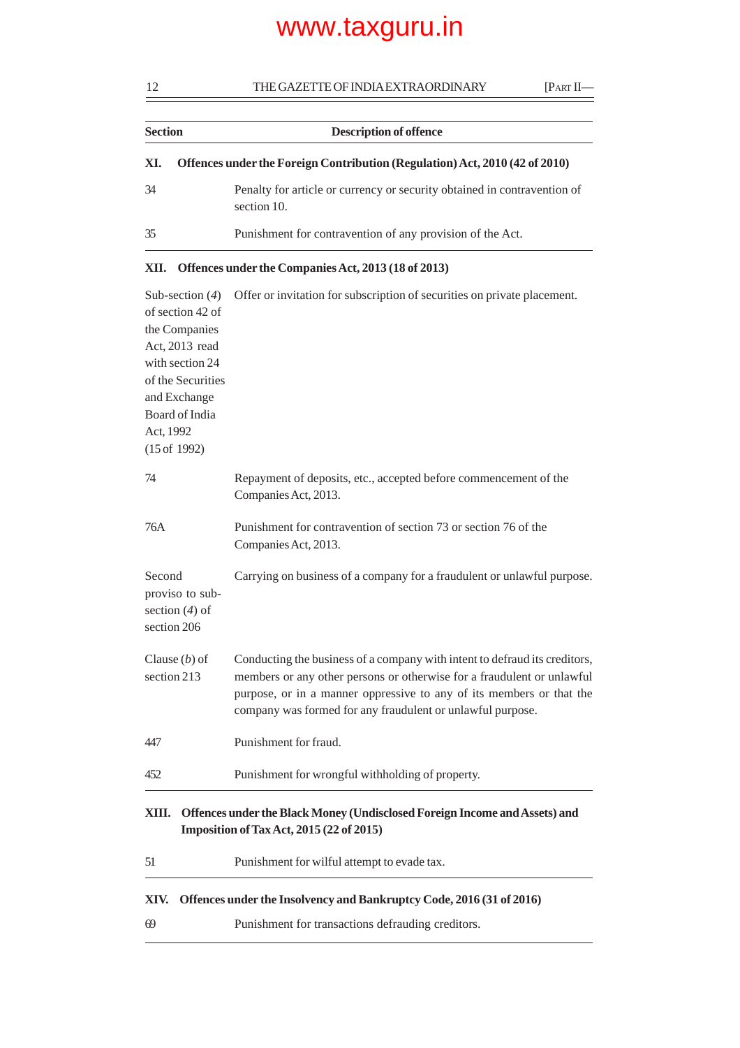| Section | Description of offence |
|---|---|
| **XI. Offences under the Foreign Contribution (Regulation) Act, 2010 (42 of 2010)** | |
| 34 | Penalty for article or currency or security obtained in contravention of section 10. |
| 35 | Punishment for contravention of any provision of the Act. |
| **XII. Offences under the Companies Act, 2013 (18 of 2013)** | |
| Sub-section (*4*) of section 42 of the Companies Act, 2013 read with section 24 of the Securities and Exchange Board of India Act, 1992 (15 of 1992) | Offer or invitation for subscription of securities on private placement. |
| 74 | Repayment of deposits, etc., accepted before commencement of the Companies Act, 2013. |
| 76A | Punishment for contravention of section 73 or section 76 of the Companies Act, 2013. |
| Second proviso to sub-section (*4*) of section 206 | Carrying on business of a company for a fraudulent or unlawful purpose. |
| Clause (*b*) of section 213 | Conducting the business of a company with intent to defraud its creditors, members or any other persons or otherwise for a fraudulent or unlawful purpose, or in a manner oppressive to any of its members or that the company was formed for any fraudulent or unlawful purpose. |
| 447 | Punishment for fraud. |
| 452 | Punishment for wrongful withholding of property. |
| **XIII. Offences under the Black Money (Undisclosed Foreign Income and Assets) and Imposition of Tax Act, 2015 (22 of 2015)** | |
| 51 | Punishment for wilful attempt to evade tax. |
| **XIV. Offences under the Insolvency and Bankruptcy Code, 2016 (31 of 2016)** | |
| 69 | Punishment for transactions defrauding creditors. |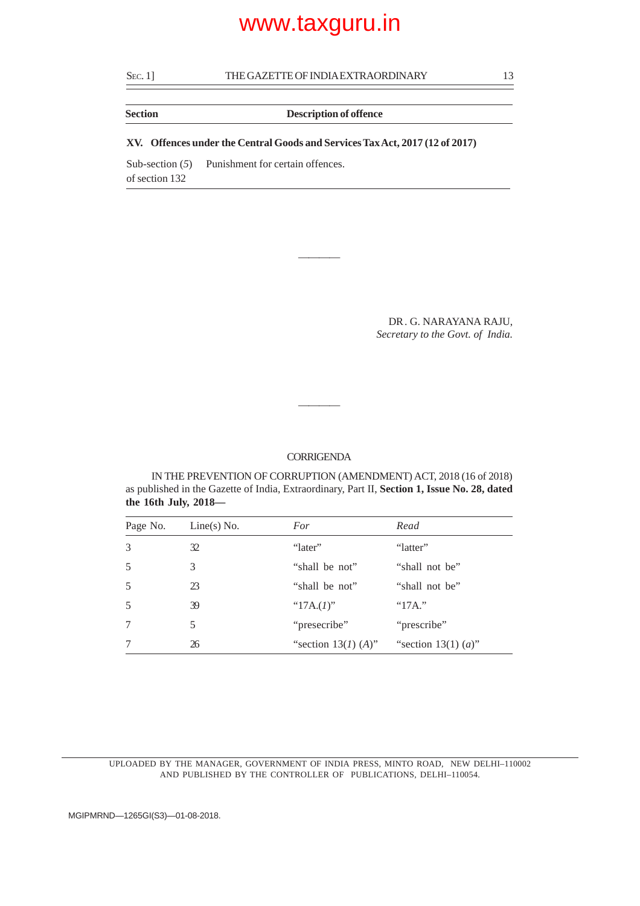| Section | Description of offence |
|---|---|
| **XV. Offences under the Central Goods and Services Tax Act, 2017 (12 of 2017)** | |
| Sub-section (*5*) of section 132 | Punishment for certain offences. |

———

DR. G. NARAYANA RAJU,
*Secretary to the Govt. of India.*

———

CORRIGENDA

IN THE PREVENTION OF CORRUPTION (AMENDMENT) ACT, 2018 (16 of 2018) as published in the Gazette of India, Extraordinary, Part II, **Section 1, Issue No. 28, dated the 16th July, 2018—**

| Page No. | Line(s) No. | *For* | *Read* |
|---|---|---|---|
| 3 | 32 | "later" | "latter" |
| 5 | 3 | "shall be not" | "shall not be" |
| 5 | 23 | "shall be not" | "shall not be" |
| 5 | 39 | "17A.(*1*)" | "17A." |
| 7 | 5 | "presecribe" | "prescribe" |
| 7 | 26 | "section 13(*1*) (*A*)" | "section 13(1) (*a*)" |

UPLOADED BY THE MANAGER, GOVERNMENT OF INDIA PRESS, MINTO ROAD, NEW DELHI–110002 AND PUBLISHED BY THE CONTROLLER OF PUBLICATIONS, DELHI–110054.

MGIPMRND—1265GI(S3)—01-08-2018.